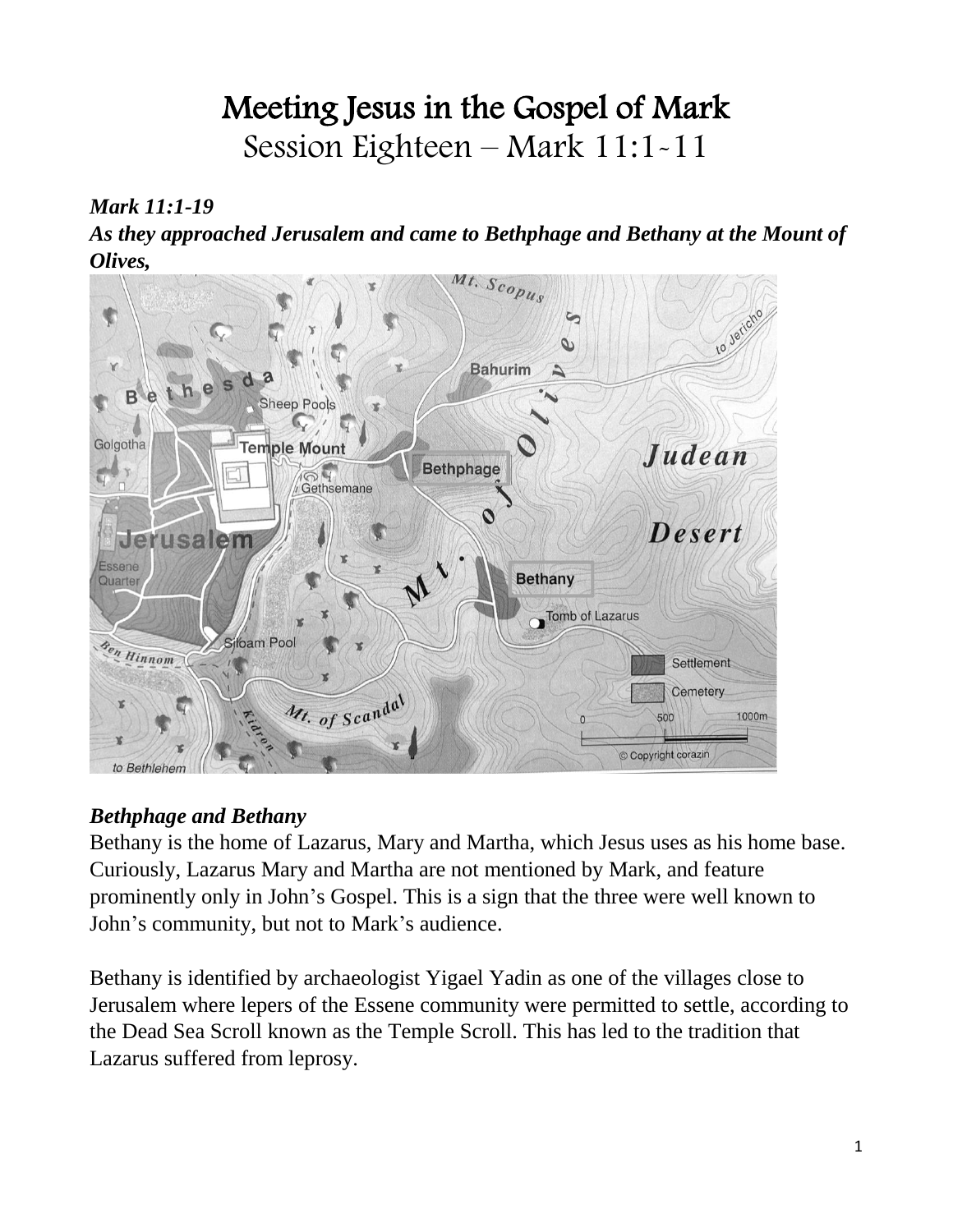# Meeting Jesus in the Gospel of Mark

Session Eighteen – Mark 11:1-11

***Mark 11:1-19***

***As they approached Jerusalem and came to Bethphage and Bethany at the Mount of Olives,***

Mt. Scopus
to Jericho
Bahurim
Bethesda
Sheep Pools
Golgotha
Temple Mount
Bethphage
Mt. of Olives
Judean Desert
Gethsemane
Jerusalem
Essene Quarter
Bethany
Tomb of Lazarus
Siloam Pool
Ben Hinnom
Settlement
Cemetery
Mt. of Scandal
Kidron
0 500 1000m
© Copyright corazin
to Bethlehem

### *Bethphage and Bethany*

Bethany is the home of Lazarus, Mary and Martha, which Jesus uses as his home base. Curiously, Lazarus Mary and Martha are not mentioned by Mark, and feature prominently only in John's Gospel. This is a sign that the three were well known to John's community, but not to Mark's audience.

Bethany is identified by archaeologist Yigael Yadin as one of the villages close to Jerusalem where lepers of the Essene community were permitted to settle, according to the Dead Sea Scroll known as the Temple Scroll. This has led to the tradition that Lazarus suffered from leprosy.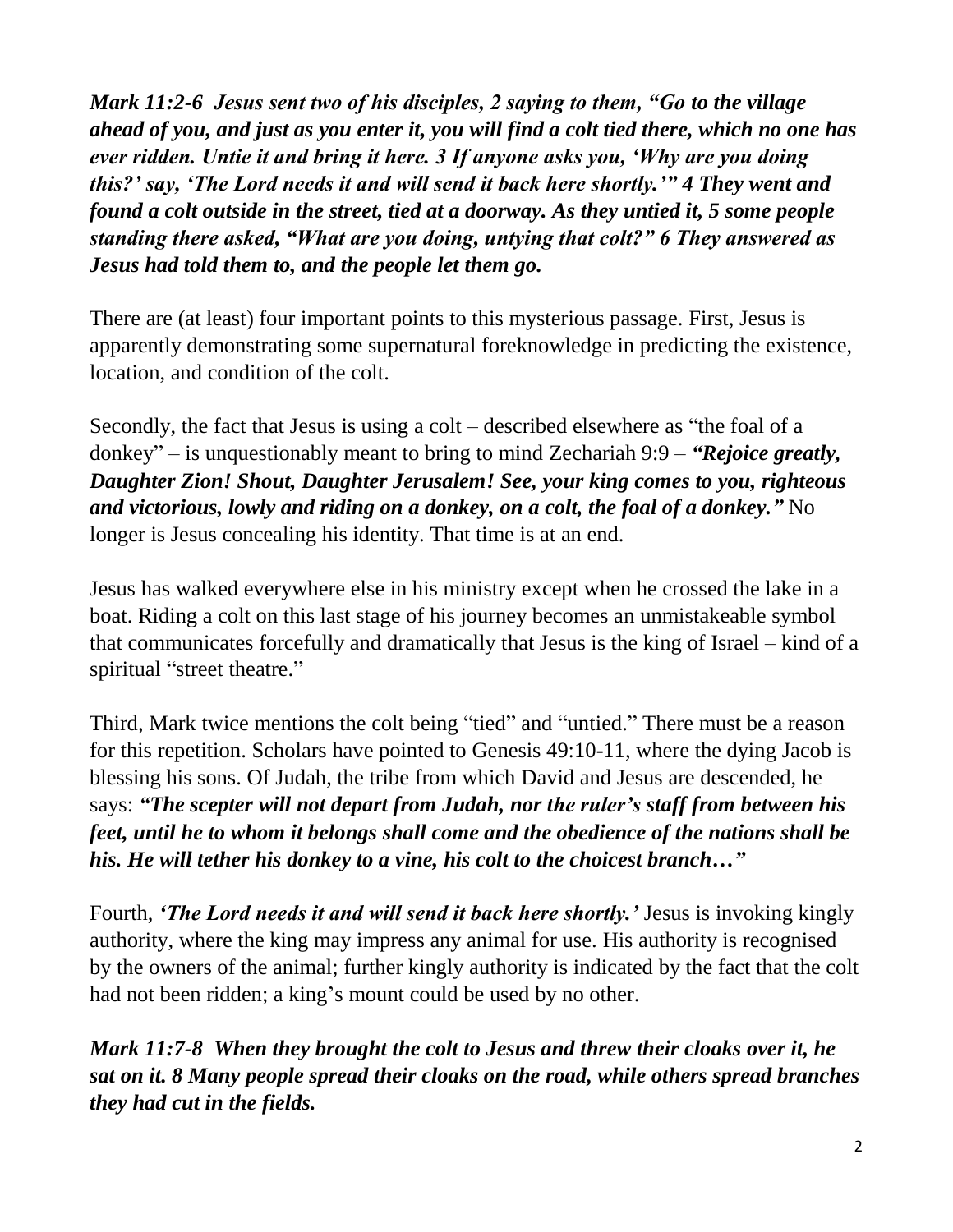***Mark 11:2-6  Jesus sent two of his disciples, 2 saying to them, "Go to the village ahead of you, and just as you enter it, you will find a colt tied there, which no one has ever ridden. Untie it and bring it here. 3 If anyone asks you, 'Why are you doing this?' say, 'The Lord needs it and will send it back here shortly.'" 4 They went and found a colt outside in the street, tied at a doorway. As they untied it, 5 some people standing there asked, "What are you doing, untying that colt?" 6 They answered as Jesus had told them to, and the people let them go.***

There are (at least) four important points to this mysterious passage. First, Jesus is apparently demonstrating some supernatural foreknowledge in predicting the existence, location, and condition of the colt.

Secondly, the fact that Jesus is using a colt – described elsewhere as "the foal of a donkey" – is unquestionably meant to bring to mind Zechariah 9:9 – ***"Rejoice greatly, Daughter Zion! Shout, Daughter Jerusalem! See, your king comes to you, righteous and victorious, lowly and riding on a donkey, on a colt, the foal of a donkey."*** No longer is Jesus concealing his identity. That time is at an end.

Jesus has walked everywhere else in his ministry except when he crossed the lake in a boat. Riding a colt on this last stage of his journey becomes an unmistakeable symbol that communicates forcefully and dramatically that Jesus is the king of Israel – kind of a spiritual "street theatre."

Third, Mark twice mentions the colt being "tied" and "untied." There must be a reason for this repetition. Scholars have pointed to Genesis 49:10-11, where the dying Jacob is blessing his sons. Of Judah, the tribe from which David and Jesus are descended, he says: ***"The scepter will not depart from Judah, nor the ruler's staff from between his feet, until he to whom it belongs shall come and the obedience of the nations shall be his. He will tether his donkey to a vine, his colt to the choicest branch…"***

Fourth, ***'The Lord needs it and will send it back here shortly.'*** Jesus is invoking kingly authority, where the king may impress any animal for use. His authority is recognised by the owners of the animal; further kingly authority is indicated by the fact that the colt had not been ridden; a king's mount could be used by no other.

***Mark 11:7-8  When they brought the colt to Jesus and threw their cloaks over it, he sat on it. 8 Many people spread their cloaks on the road, while others spread branches they had cut in the fields.***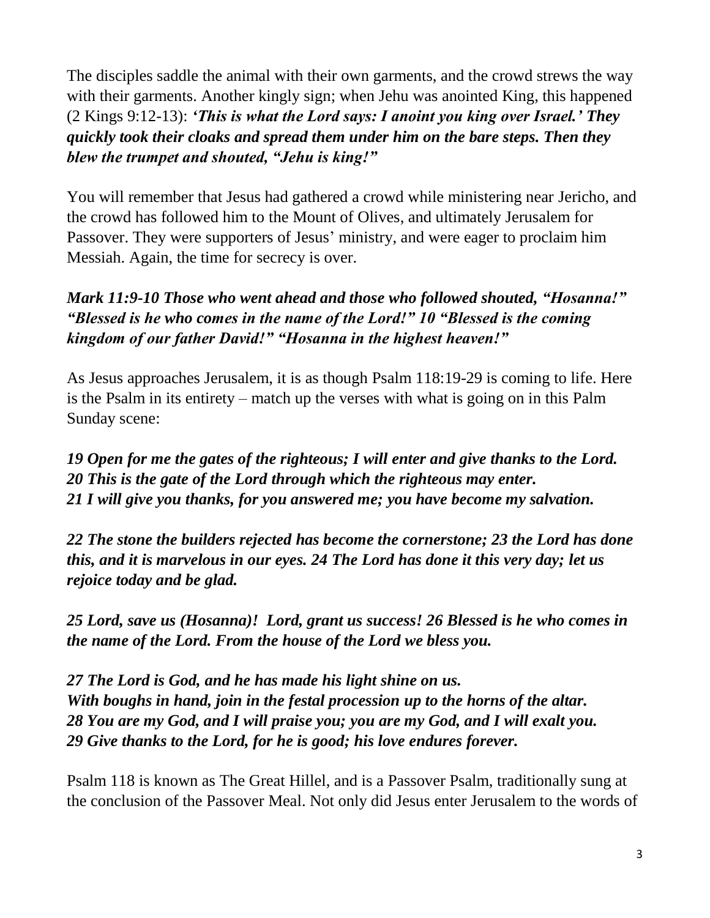The disciples saddle the animal with their own garments, and the crowd strews the way with their garments. Another kingly sign; when Jehu was anointed King, this happened (2 Kings 9:12-13): ***'This is what the Lord says: I anoint you king over Israel.' They quickly took their cloaks and spread them under him on the bare steps. Then they blew the trumpet and shouted, "Jehu is king!"***

You will remember that Jesus had gathered a crowd while ministering near Jericho, and the crowd has followed him to the Mount of Olives, and ultimately Jerusalem for Passover. They were supporters of Jesus' ministry, and were eager to proclaim him Messiah. Again, the time for secrecy is over.

***Mark 11:9-10 Those who went ahead and those who followed shouted, "Hosanna!" "Blessed is he who comes in the name of the Lord!" 10 "Blessed is the coming kingdom of our father David!" "Hosanna in the highest heaven!"***

As Jesus approaches Jerusalem, it is as though Psalm 118:19-29 is coming to life. Here is the Psalm in its entirety – match up the verses with what is going on in this Palm Sunday scene:

***19 Open for me the gates of the righteous; I will enter and give thanks to the Lord.***
***20 This is the gate of the Lord through which the righteous may enter.***
***21 I will give you thanks, for you answered me; you have become my salvation.***

***22 The stone the builders rejected has become the cornerstone; 23 the Lord has done this, and it is marvelous in our eyes. 24 The Lord has done it this very day; let us rejoice today and be glad.***

***25 Lord, save us (Hosanna)! Lord, grant us success! 26 Blessed is he who comes in the name of the Lord. From the house of the Lord we bless you.***

***27 The Lord is God, and he has made his light shine on us.***
***With boughs in hand, join in the festal procession up to the horns of the altar.***
***28 You are my God, and I will praise you; you are my God, and I will exalt you.***
***29 Give thanks to the Lord, for he is good; his love endures forever.***

Psalm 118 is known as The Great Hillel, and is a Passover Psalm, traditionally sung at the conclusion of the Passover Meal. Not only did Jesus enter Jerusalem to the words of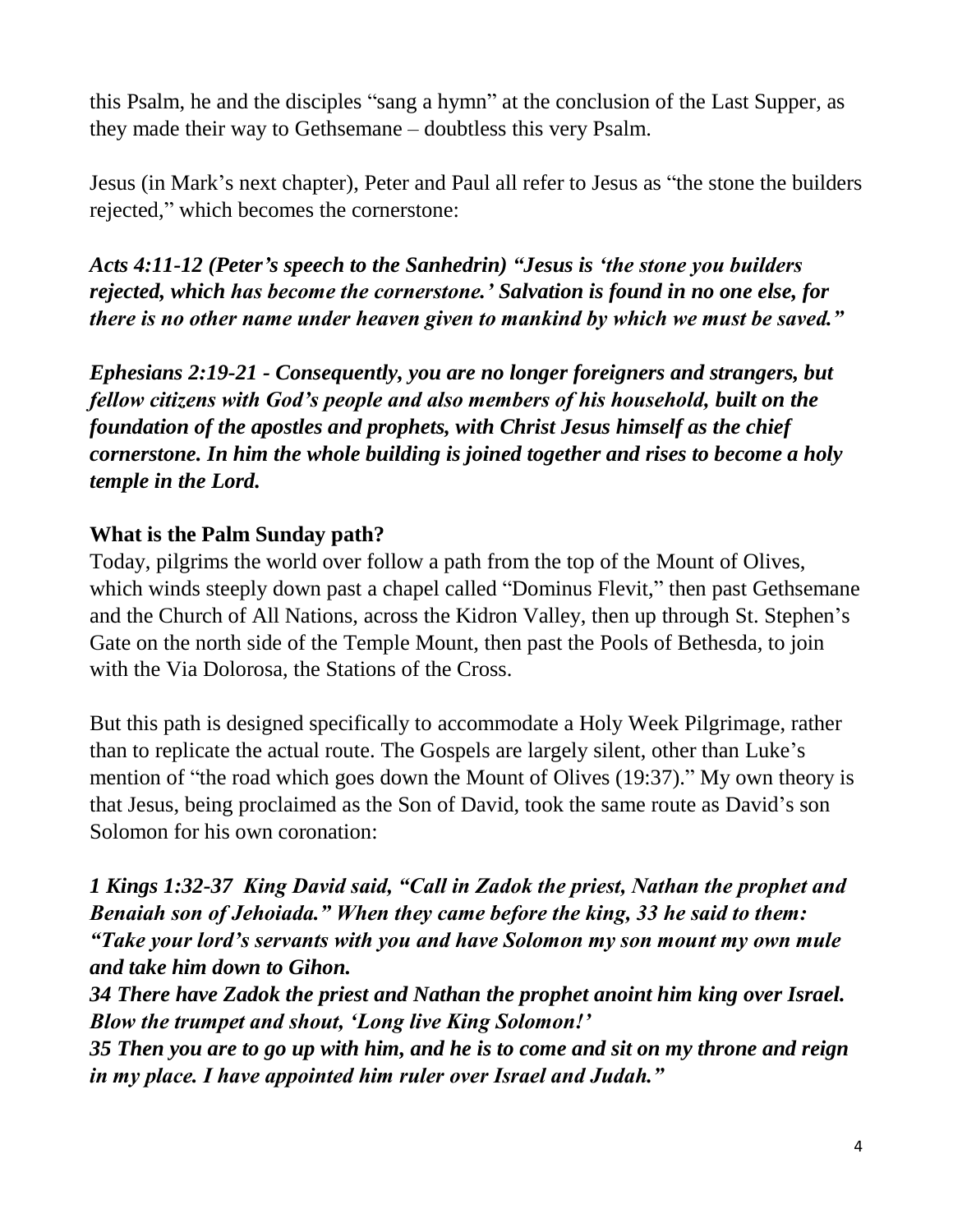this Psalm, he and the disciples "sang a hymn" at the conclusion of the Last Supper, as they made their way to Gethsemane – doubtless this very Psalm.

Jesus (in Mark's next chapter), Peter and Paul all refer to Jesus as "the stone the builders rejected," which becomes the cornerstone:

***Acts 4:11-12 (Peter's speech to the Sanhedrin) "Jesus is 'the stone you builders rejected, which has become the cornerstone.' Salvation is found in no one else, for there is no other name under heaven given to mankind by which we must be saved."***

***Ephesians 2:19-21 - Consequently, you are no longer foreigners and strangers, but fellow citizens with God's people and also members of his household, built on the foundation of the apostles and prophets, with Christ Jesus himself as the chief cornerstone. In him the whole building is joined together and rises to become a holy temple in the Lord.***

**What is the Palm Sunday path?**

Today, pilgrims the world over follow a path from the top of the Mount of Olives, which winds steeply down past a chapel called "Dominus Flevit," then past Gethsemane and the Church of All Nations, across the Kidron Valley, then up through St. Stephen's Gate on the north side of the Temple Mount, then past the Pools of Bethesda, to join with the Via Dolorosa, the Stations of the Cross.

But this path is designed specifically to accommodate a Holy Week Pilgrimage, rather than to replicate the actual route. The Gospels are largely silent, other than Luke's mention of "the road which goes down the Mount of Olives (19:37)." My own theory is that Jesus, being proclaimed as the Son of David, took the same route as David's son Solomon for his own coronation:

***1 Kings 1:32-37 King David said, "Call in Zadok the priest, Nathan the prophet and Benaiah son of Jehoiada." When they came before the king, 33 he said to them: "Take your lord's servants with you and have Solomon my son mount my own mule and take him down to Gihon.***

***34 There have Zadok the priest and Nathan the prophet anoint him king over Israel. Blow the trumpet and shout, 'Long live King Solomon!'***

***35 Then you are to go up with him, and he is to come and sit on my throne and reign in my place. I have appointed him ruler over Israel and Judah."***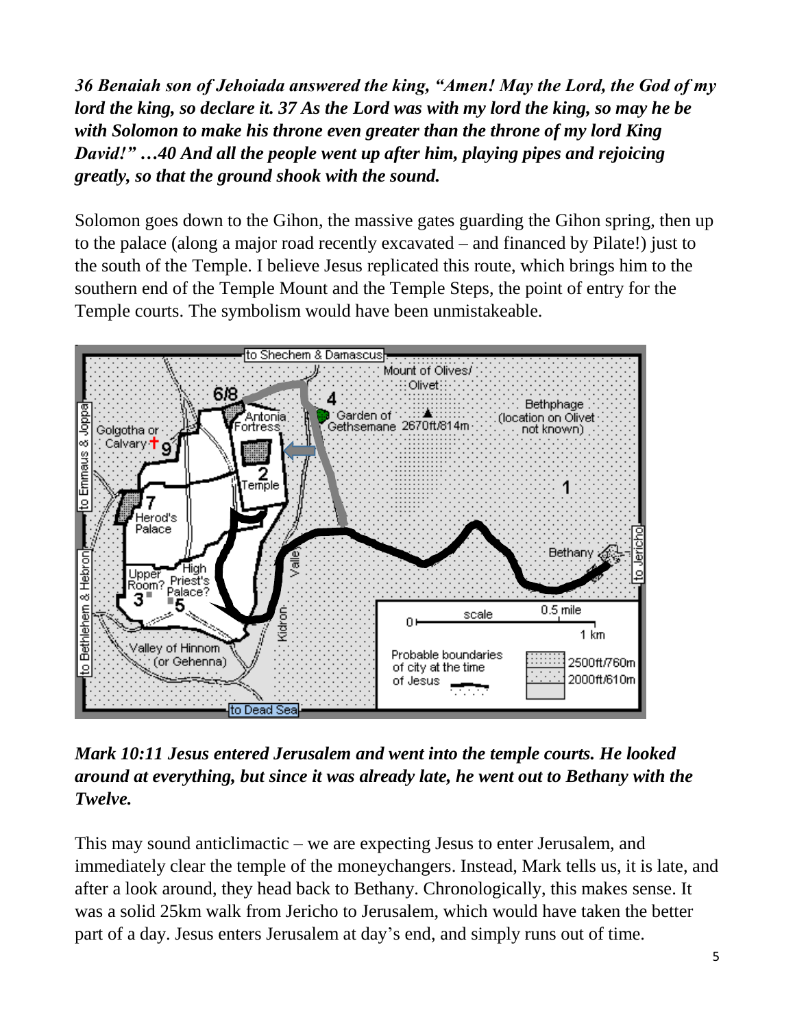***36 Benaiah son of Jehoiada answered the king, "Amen! May the Lord, the God of my lord the king, so declare it. 37 As the Lord was with my lord the king, so may he be with Solomon to make his throne even greater than the throne of my lord King David!" …40 And all the people went up after him, playing pipes and rejoicing greatly, so that the ground shook with the sound.***

Solomon goes down to the Gihon, the massive gates guarding the Gihon spring, then up to the palace (along a major road recently excavated – and financed by Pilate!) just to the south of the Temple. I believe Jesus replicated this route, which brings him to the southern end of the Temple Mount and the Temple Steps, the point of entry for the Temple courts. The symbolism would have been unmistakeable.

to Shechem & Damascus
Mount of Olives/ Olivet
6/8
4
Antonia Fortress
Garden of Gethsemane 2670ft/814m
Bethphage (location on Olivet not known)
Golgotha or Calvary 9
2
Temple
to Emmaus & Joppa
1
7
Herod's Palace
Bethany
to Jericho
Valley
Upper Room? 3
High Priest's Palace? 5
to Bethlehem & Hebron
Kidron
scale
0
0.5 mile
1 km
Valley of Hinnom (or Gehenna)
Probable boundaries of city at the time of Jesus
2500ft/760m
2000ft/610m
to Dead Sea

***Mark 10:11 Jesus entered Jerusalem and went into the temple courts. He looked around at everything, but since it was already late, he went out to Bethany with the Twelve.***

This may sound anticlimactic – we are expecting Jesus to enter Jerusalem, and immediately clear the temple of the moneychangers. Instead, Mark tells us, it is late, and after a look around, they head back to Bethany. Chronologically, this makes sense. It was a solid 25km walk from Jericho to Jerusalem, which would have taken the better part of a day. Jesus enters Jerusalem at day's end, and simply runs out of time.